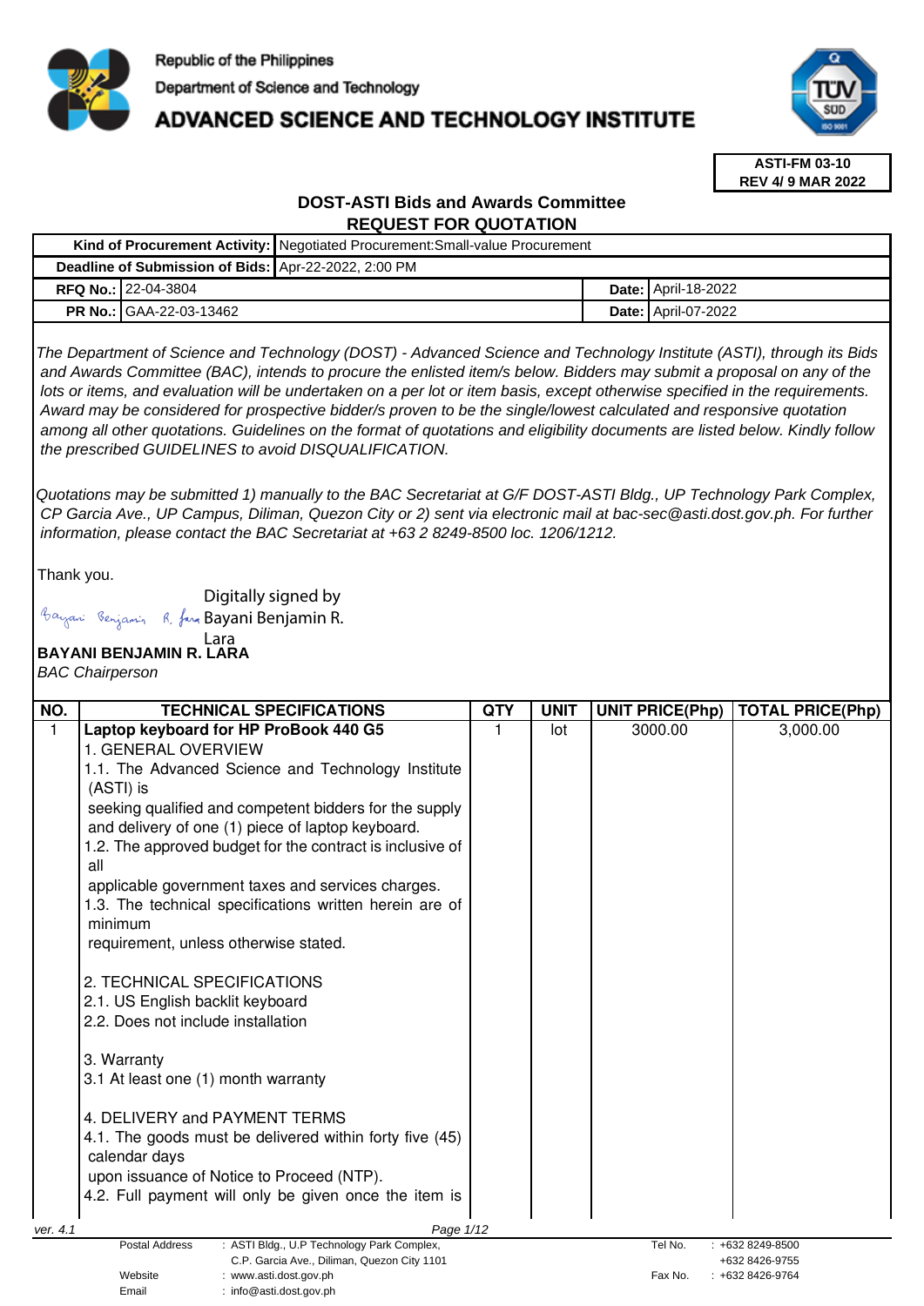Republic of the Philippines

Department of Science and Technology

# ADVANCED SCIENCE AND TECHNOLOGY INSTITUTE

**ASTI-FM 03-10**
**REV 4/ 9 MAR 2022**

## DOST-ASTI Bids and Awards Committee
## REQUEST FOR QUOTATION

| | | | |
|---|---|---|---|
| **Kind of Procurement Activity:** | Negotiated Procurement:Small-value Procurement | | |
| **Deadline of Submission of Bids:** | Apr-22-2022, 2:00 PM | | |
| **RFQ No.:** | 22-04-3804 | **Date:** | April-18-2022 |
| **PR No.:** | GAA-22-03-13462 | **Date:** | April-07-2022 |

*The Department of Science and Technology (DOST) - Advanced Science and Technology Institute (ASTI), through its Bids and Awards Committee (BAC), intends to procure the enlisted item/s below. Bidders may submit a proposal on any of the lots or items, and evaluation will be undertaken on a per lot or item basis, except otherwise specified in the requirements. Award may be considered for prospective bidder/s proven to be the single/lowest calculated and responsive quotation among all other quotations. Guidelines on the format of quotations and eligibility documents are listed below. Kindly follow the prescribed GUIDELINES to avoid DISQUALIFICATION.*

*Quotations may be submitted 1) manually to the BAC Secretariat at G/F DOST-ASTI Bldg., UP Technology Park Complex, CP Garcia Ave., UP Campus, Diliman, Quezon City or 2) sent via electronic mail at bac-sec@asti.dost.gov.ph. For further information, please contact the BAC Secretariat at +63 2 8249-8500 loc. 1206/1212.*

Thank you.

Digitally signed by Bayani Benjamin R. Lara

**BAYANI BENJAMIN R. LARA**
*BAC Chairperson*

| NO. | TECHNICAL SPECIFICATIONS | QTY | UNIT | UNIT PRICE(Php) | TOTAL PRICE(Php) |
|---|---|---|---|---|---|
| 1 | **Laptop keyboard for HP ProBook 440 G5**<br>1. GENERAL OVERVIEW<br>1.1. The Advanced Science and Technology Institute (ASTI) is seeking qualified and competent bidders for the supply and delivery of one (1) piece of laptop keyboard.<br>1.2. The approved budget for the contract is inclusive of all applicable government taxes and services charges.<br>1.3. The technical specifications written herein are of minimum requirement, unless otherwise stated.<br><br>2. TECHNICAL SPECIFICATIONS<br>2.1. US English backlit keyboard<br>2.2. Does not include installation<br><br>3. Warranty<br>3.1 At least one (1) month warranty<br><br>4. DELIVERY and PAYMENT TERMS<br>4.1. The goods must be delivered within forty five (45) calendar days upon issuance of Notice to Proceed (NTP).<br>4.2. Full payment will only be given once the item is | 1 | lot | 3000.00 | 3,000.00 |

ver. 4.1

Postal Address : ASTI Bldg., U.P Technology Park Complex, C.P. Garcia Ave., Diliman, Quezon City 1101
Website : www.asti.dost.gov.ph
Email : info@asti.dost.gov.ph
Tel No. : +632 8249-8500, +632 8426-9755
Fax No. : +632 8426-9764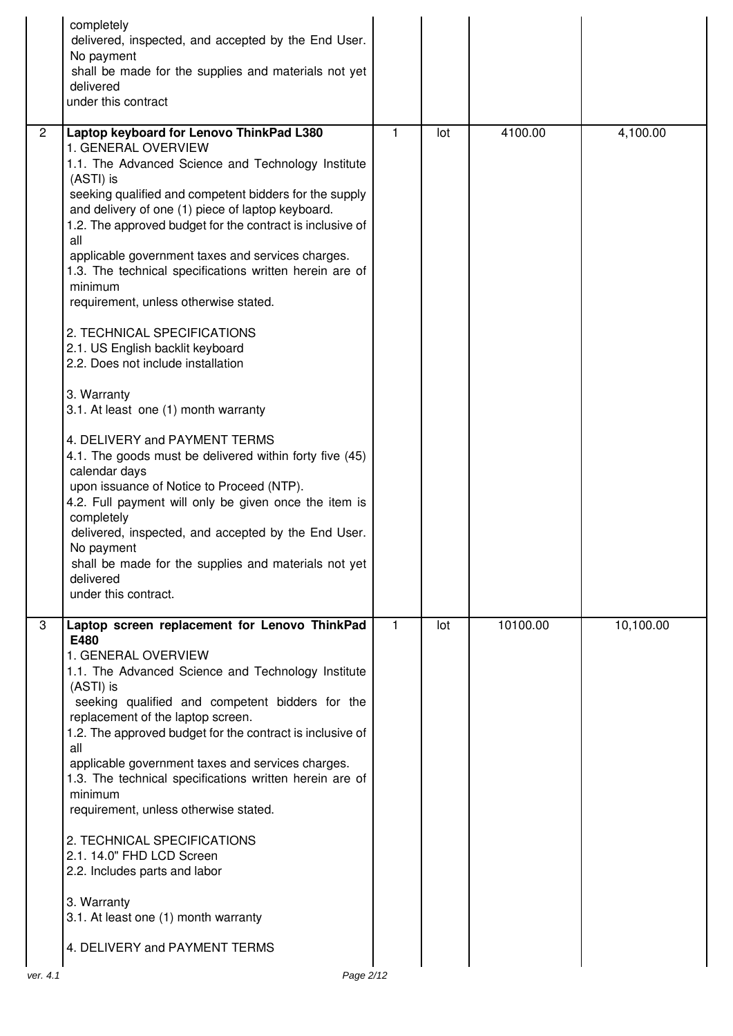| | | | | | |
|---|---|---|---|---|---|
| | completely delivered, inspected, and accepted by the End User. No payment shall be made for the supplies and materials not yet delivered under this contract | | | | |
| 2 | **Laptop keyboard for Lenovo ThinkPad L380**<br>1. GENERAL OVERVIEW<br>1.1. The Advanced Science and Technology Institute (ASTI) is seeking qualified and competent bidders for the supply and delivery of one (1) piece of laptop keyboard.<br>1.2. The approved budget for the contract is inclusive of all applicable government taxes and services charges.<br>1.3. The technical specifications written herein are of minimum requirement, unless otherwise stated.<br><br>2. TECHNICAL SPECIFICATIONS<br>2.1. US English backlit keyboard<br>2.2. Does not include installation<br><br>3. Warranty<br>3.1. At least one (1) month warranty<br><br>4. DELIVERY and PAYMENT TERMS<br>4.1. The goods must be delivered within forty five (45) calendar days upon issuance of Notice to Proceed (NTP).<br>4.2. Full payment will only be given once the item is completely delivered, inspected, and accepted by the End User. No payment shall be made for the supplies and materials not yet delivered under this contract. | 1 | lot | 4100.00 | 4,100.00 |
| 3 | **Laptop screen replacement for Lenovo ThinkPad E480**<br>1. GENERAL OVERVIEW<br>1.1. The Advanced Science and Technology Institute (ASTI) is seeking qualified and competent bidders for the replacement of the laptop screen.<br>1.2. The approved budget for the contract is inclusive of all applicable government taxes and services charges.<br>1.3. The technical specifications written herein are of minimum requirement, unless otherwise stated.<br><br>2. TECHNICAL SPECIFICATIONS<br>2.1. 14.0" FHD LCD Screen<br>2.2. Includes parts and labor<br><br>3. Warranty<br>3.1. At least one (1) month warranty<br><br>4. DELIVERY and PAYMENT TERMS | 1 | lot | 10100.00 | 10,100.00 |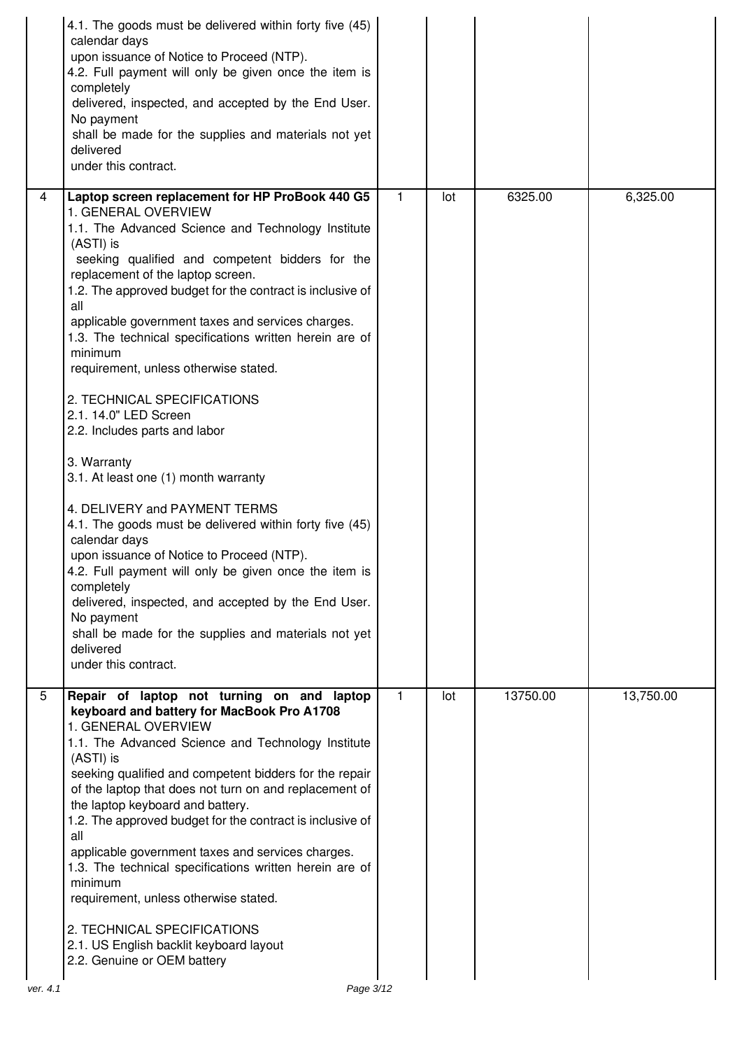| | | | | | |
|---|---|---|---|---|---|
| | 4.1. The goods must be delivered within forty five (45) calendar days upon issuance of Notice to Proceed (NTP).<br>4.2. Full payment will only be given once the item is completely delivered, inspected, and accepted by the End User. No payment shall be made for the supplies and materials not yet delivered under this contract. | | | | |
| 4 | **Laptop screen replacement for HP ProBook 440 G5**<br>1. GENERAL OVERVIEW<br>1.1. The Advanced Science and Technology Institute (ASTI) is seeking qualified and competent bidders for the replacement of the laptop screen.<br>1.2. The approved budget for the contract is inclusive of all applicable government taxes and services charges.<br>1.3. The technical specifications written herein are of minimum requirement, unless otherwise stated.<br><br>2. TECHNICAL SPECIFICATIONS<br>2.1. 14.0" LED Screen<br>2.2. Includes parts and labor<br><br>3. Warranty<br>3.1. At least one (1) month warranty<br><br>4. DELIVERY and PAYMENT TERMS<br>4.1. The goods must be delivered within forty five (45) calendar days upon issuance of Notice to Proceed (NTP).<br>4.2. Full payment will only be given once the item is completely delivered, inspected, and accepted by the End User. No payment shall be made for the supplies and materials not yet delivered under this contract. | 1 | lot | 6325.00 | 6,325.00 |
| 5 | **Repair of laptop not turning on and laptop keyboard and battery for MacBook Pro A1708**<br>1. GENERAL OVERVIEW<br>1.1. The Advanced Science and Technology Institute (ASTI) is seeking qualified and competent bidders for the repair of the laptop that does not turn on and replacement of the laptop keyboard and battery.<br>1.2. The approved budget for the contract is inclusive of all applicable government taxes and services charges.<br>1.3. The technical specifications written herein are of minimum requirement, unless otherwise stated.<br><br>2. TECHNICAL SPECIFICATIONS<br>2.1. US English backlit keyboard layout<br>2.2. Genuine or OEM battery | 1 | lot | 13750.00 | 13,750.00 |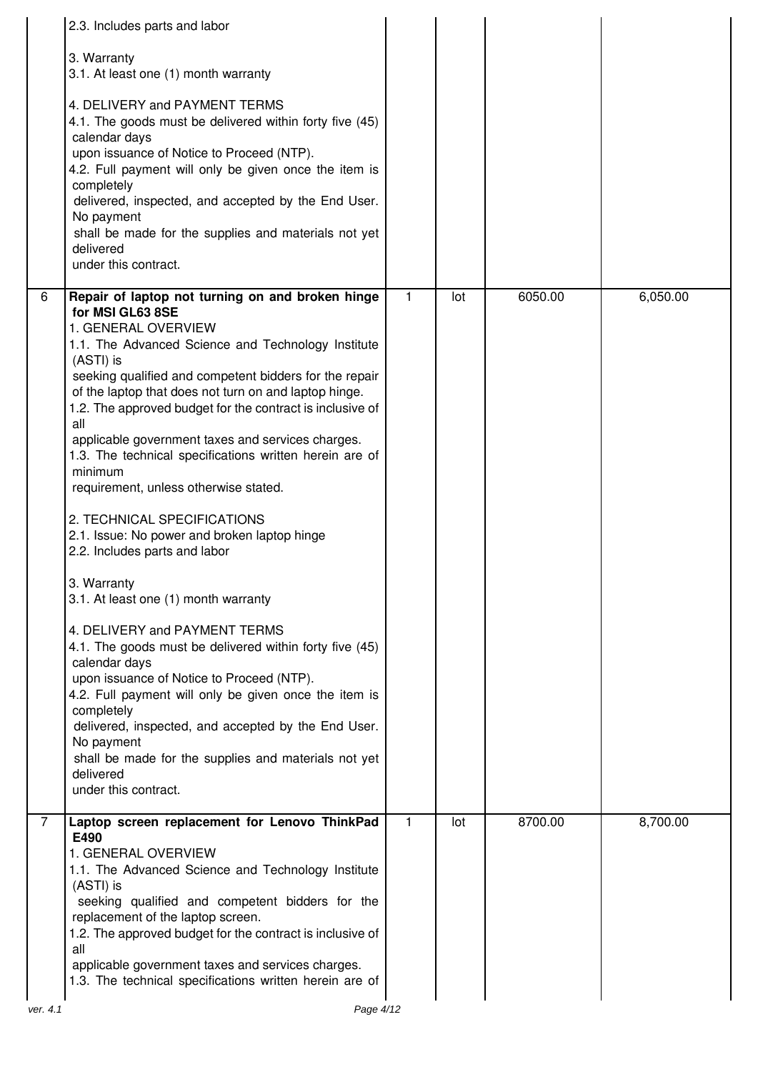| | | | | | |
|---|---|---|---|---|---|
| | 2.3. Includes parts and labor<br><br>3. Warranty<br>3.1. At least one (1) month warranty<br><br>4. DELIVERY and PAYMENT TERMS<br>4.1. The goods must be delivered within forty five (45) calendar days<br>upon issuance of Notice to Proceed (NTP).<br>4.2. Full payment will only be given once the item is completely<br>delivered, inspected, and accepted by the End User. No payment<br>shall be made for the supplies and materials not yet delivered<br>under this contract. | | | | |
| 6 | **Repair of laptop not turning on and broken hinge for MSI GL63 8SE**<br>1. GENERAL OVERVIEW<br>1.1. The Advanced Science and Technology Institute (ASTI) is<br>seeking qualified and competent bidders for the repair of the laptop that does not turn on and laptop hinge.<br>1.2. The approved budget for the contract is inclusive of all<br>applicable government taxes and services charges.<br>1.3. The technical specifications written herein are of minimum<br>requirement, unless otherwise stated.<br><br>2. TECHNICAL SPECIFICATIONS<br>2.1. Issue: No power and broken laptop hinge<br>2.2. Includes parts and labor<br><br>3. Warranty<br>3.1. At least one (1) month warranty<br><br>4. DELIVERY and PAYMENT TERMS<br>4.1. The goods must be delivered within forty five (45) calendar days<br>upon issuance of Notice to Proceed (NTP).<br>4.2. Full payment will only be given once the item is completely<br>delivered, inspected, and accepted by the End User. No payment<br>shall be made for the supplies and materials not yet delivered<br>under this contract. | 1 | lot | 6050.00 | 6,050.00 |
| 7 | **Laptop screen replacement for Lenovo ThinkPad E490**<br>1. GENERAL OVERVIEW<br>1.1. The Advanced Science and Technology Institute (ASTI) is<br>seeking qualified and competent bidders for the replacement of the laptop screen.<br>1.2. The approved budget for the contract is inclusive of all<br>applicable government taxes and services charges.<br>1.3. The technical specifications written herein are of | 1 | lot | 8700.00 | 8,700.00 |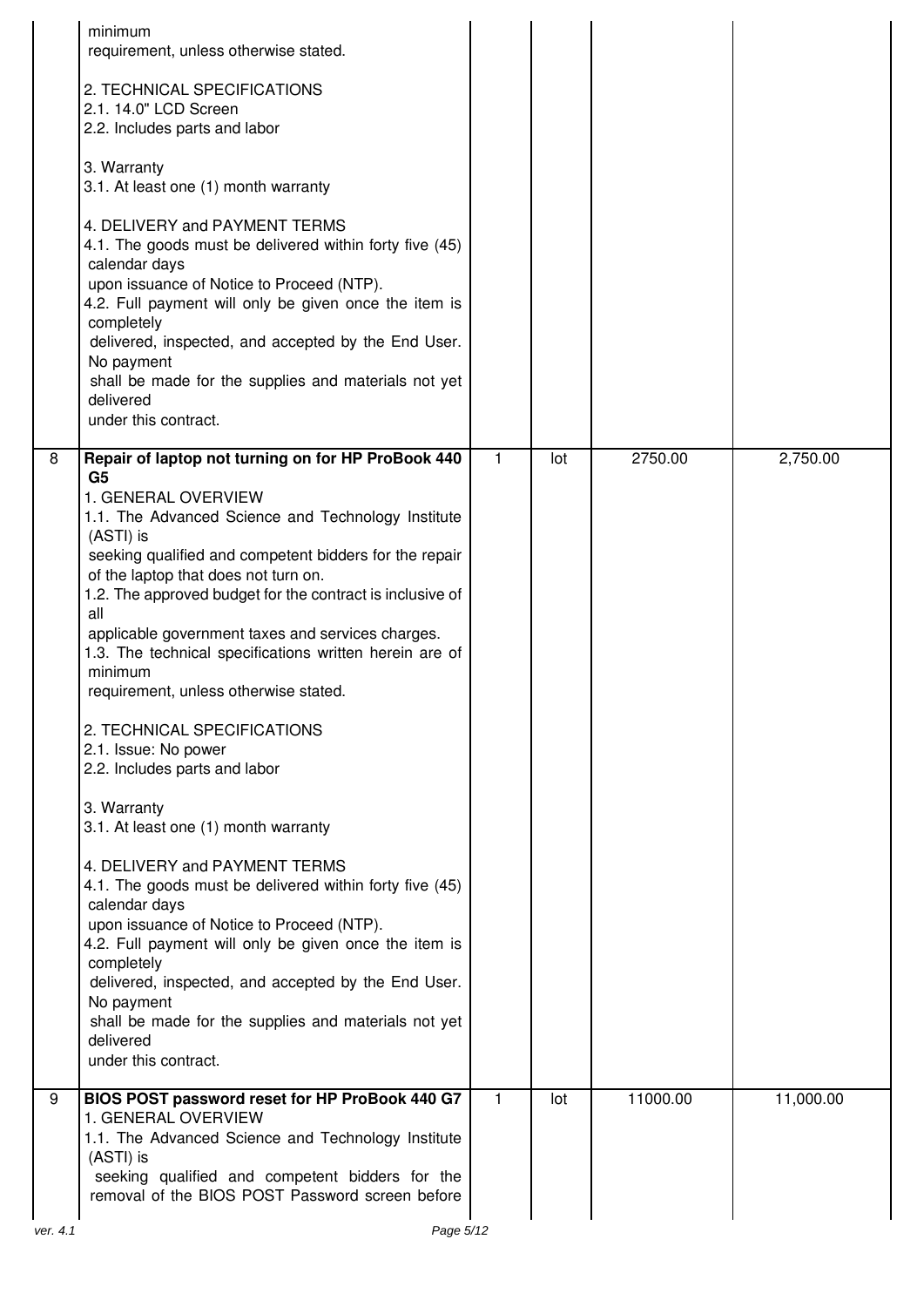| | | | | | |
|---|---|---|---|---|---|
| | minimum<br>requirement, unless otherwise stated.<br><br>2. TECHNICAL SPECIFICATIONS<br>2.1. 14.0" LCD Screen<br>2.2. Includes parts and labor<br><br>3. Warranty<br>3.1. At least one (1) month warranty<br><br>4. DELIVERY and PAYMENT TERMS<br>4.1. The goods must be delivered within forty five (45) calendar days<br>upon issuance of Notice to Proceed (NTP).<br>4.2. Full payment will only be given once the item is completely<br>delivered, inspected, and accepted by the End User. No payment<br>shall be made for the supplies and materials not yet delivered<br>under this contract. | | | | |
| 8 | **Repair of laptop not turning on for HP ProBook 440 G5**<br>1. GENERAL OVERVIEW<br>1.1. The Advanced Science and Technology Institute (ASTI) is<br>seeking qualified and competent bidders for the repair of the laptop that does not turn on.<br>1.2. The approved budget for the contract is inclusive of all<br>applicable government taxes and services charges.<br>1.3. The technical specifications written herein are of minimum<br>requirement, unless otherwise stated.<br><br>2. TECHNICAL SPECIFICATIONS<br>2.1. Issue: No power<br>2.2. Includes parts and labor<br><br>3. Warranty<br>3.1. At least one (1) month warranty<br><br>4. DELIVERY and PAYMENT TERMS<br>4.1. The goods must be delivered within forty five (45) calendar days<br>upon issuance of Notice to Proceed (NTP).<br>4.2. Full payment will only be given once the item is completely<br>delivered, inspected, and accepted by the End User. No payment<br>shall be made for the supplies and materials not yet delivered<br>under this contract. | 1 | lot | 2750.00 | 2,750.00 |
| 9 | **BIOS POST password reset for HP ProBook 440 G7**<br>1. GENERAL OVERVIEW<br>1.1. The Advanced Science and Technology Institute (ASTI) is<br>seeking qualified and competent bidders for the removal of the BIOS POST Password screen before | 1 | lot | 11000.00 | 11,000.00 |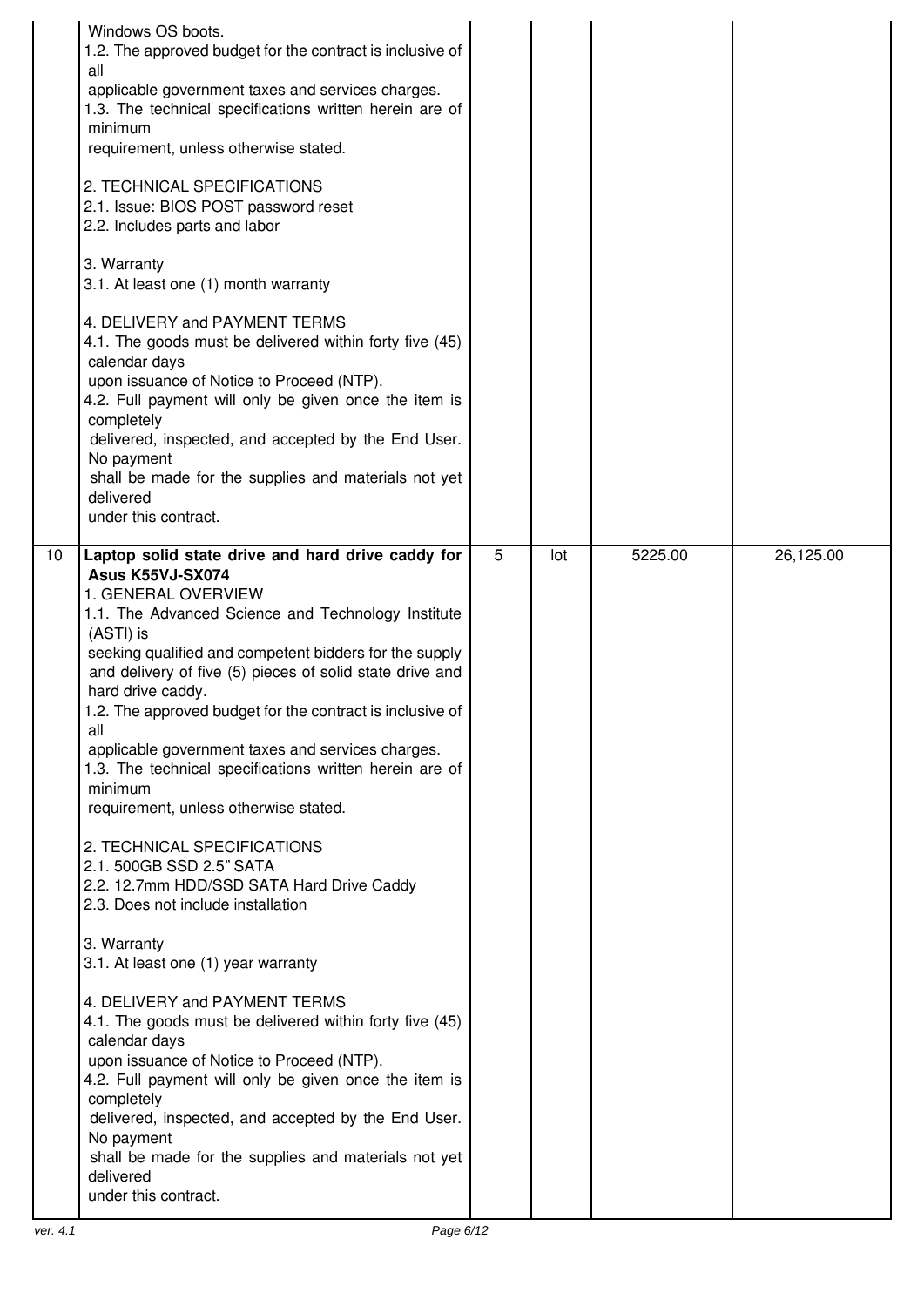| | | | | | |
|---|---|---|---|---|---|
| | Windows OS boots.<br>1.2. The approved budget for the contract is inclusive of all applicable government taxes and services charges.<br>1.3. The technical specifications written herein are of minimum requirement, unless otherwise stated.<br><br>2. TECHNICAL SPECIFICATIONS<br>2.1. Issue: BIOS POST password reset<br>2.2. Includes parts and labor<br><br>3. Warranty<br>3.1. At least one (1) month warranty<br><br>4. DELIVERY and PAYMENT TERMS<br>4.1. The goods must be delivered within forty five (45) calendar days upon issuance of Notice to Proceed (NTP).<br>4.2. Full payment will only be given once the item is completely delivered, inspected, and accepted by the End User. No payment shall be made for the supplies and materials not yet delivered under this contract. | | | | |
| 10 | **Laptop solid state drive and hard drive caddy for Asus K55VJ-SX074**<br>1. GENERAL OVERVIEW<br>1.1. The Advanced Science and Technology Institute (ASTI) is seeking qualified and competent bidders for the supply and delivery of five (5) pieces of solid state drive and hard drive caddy.<br>1.2. The approved budget for the contract is inclusive of all applicable government taxes and services charges.<br>1.3. The technical specifications written herein are of minimum requirement, unless otherwise stated.<br><br>2. TECHNICAL SPECIFICATIONS<br>2.1. 500GB SSD 2.5" SATA<br>2.2. 12.7mm HDD/SSD SATA Hard Drive Caddy<br>2.3. Does not include installation<br><br>3. Warranty<br>3.1. At least one (1) year warranty<br><br>4. DELIVERY and PAYMENT TERMS<br>4.1. The goods must be delivered within forty five (45) calendar days upon issuance of Notice to Proceed (NTP).<br>4.2. Full payment will only be given once the item is completely delivered, inspected, and accepted by the End User. No payment shall be made for the supplies and materials not yet delivered under this contract. | 5 | lot | 5225.00 | 26,125.00 |

ver. 4.1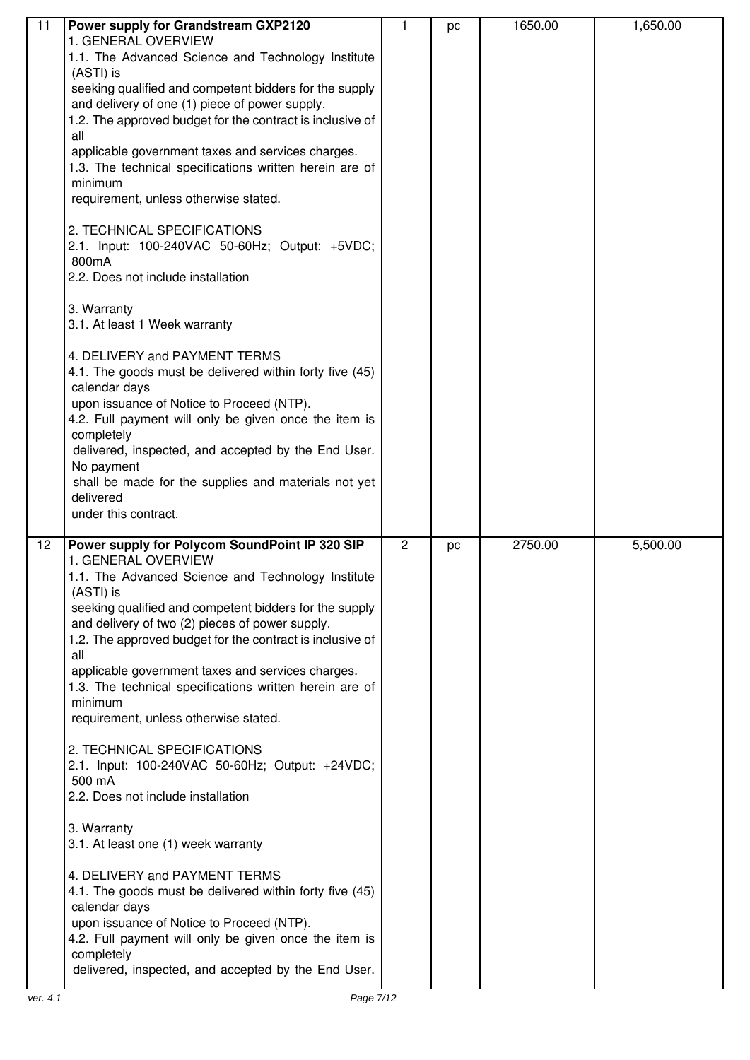| 11 | **Power supply for Grandstream GXP2120**<br>1. GENERAL OVERVIEW<br>1.1. The Advanced Science and Technology Institute (ASTI) is<br>seeking qualified and competent bidders for the supply and delivery of one (1) piece of power supply.<br>1.2. The approved budget for the contract is inclusive of all<br>applicable government taxes and services charges.<br>1.3. The technical specifications written herein are of minimum<br>requirement, unless otherwise stated.<br><br>2. TECHNICAL SPECIFICATIONS<br>2.1. Input: 100-240VAC 50-60Hz; Output: +5VDC; 800mA<br>2.2. Does not include installation<br><br>3. Warranty<br>3.1. At least 1 Week warranty<br><br>4. DELIVERY and PAYMENT TERMS<br>4.1. The goods must be delivered within forty five (45) calendar days<br>upon issuance of Notice to Proceed (NTP).<br>4.2. Full payment will only be given once the item is completely<br>delivered, inspected, and accepted by the End User. No payment<br>shall be made for the supplies and materials not yet delivered<br>under this contract. | 1 | pc | 1650.00 | 1,650.00 |
|---|---|---|---|---|---|
| 12 | **Power supply for Polycom SoundPoint IP 320 SIP**<br>1. GENERAL OVERVIEW<br>1.1. The Advanced Science and Technology Institute (ASTI) is<br>seeking qualified and competent bidders for the supply and delivery of two (2) pieces of power supply.<br>1.2. The approved budget for the contract is inclusive of all<br>applicable government taxes and services charges.<br>1.3. The technical specifications written herein are of minimum<br>requirement, unless otherwise stated.<br><br>2. TECHNICAL SPECIFICATIONS<br>2.1. Input: 100-240VAC 50-60Hz; Output: +24VDC; 500 mA<br>2.2. Does not include installation<br><br>3. Warranty<br>3.1. At least one (1) week warranty<br><br>4. DELIVERY and PAYMENT TERMS<br>4.1. The goods must be delivered within forty five (45) calendar days<br>upon issuance of Notice to Proceed (NTP).<br>4.2. Full payment will only be given once the item is completely<br>delivered, inspected, and accepted by the End User. | 2 | pc | 2750.00 | 5,500.00 |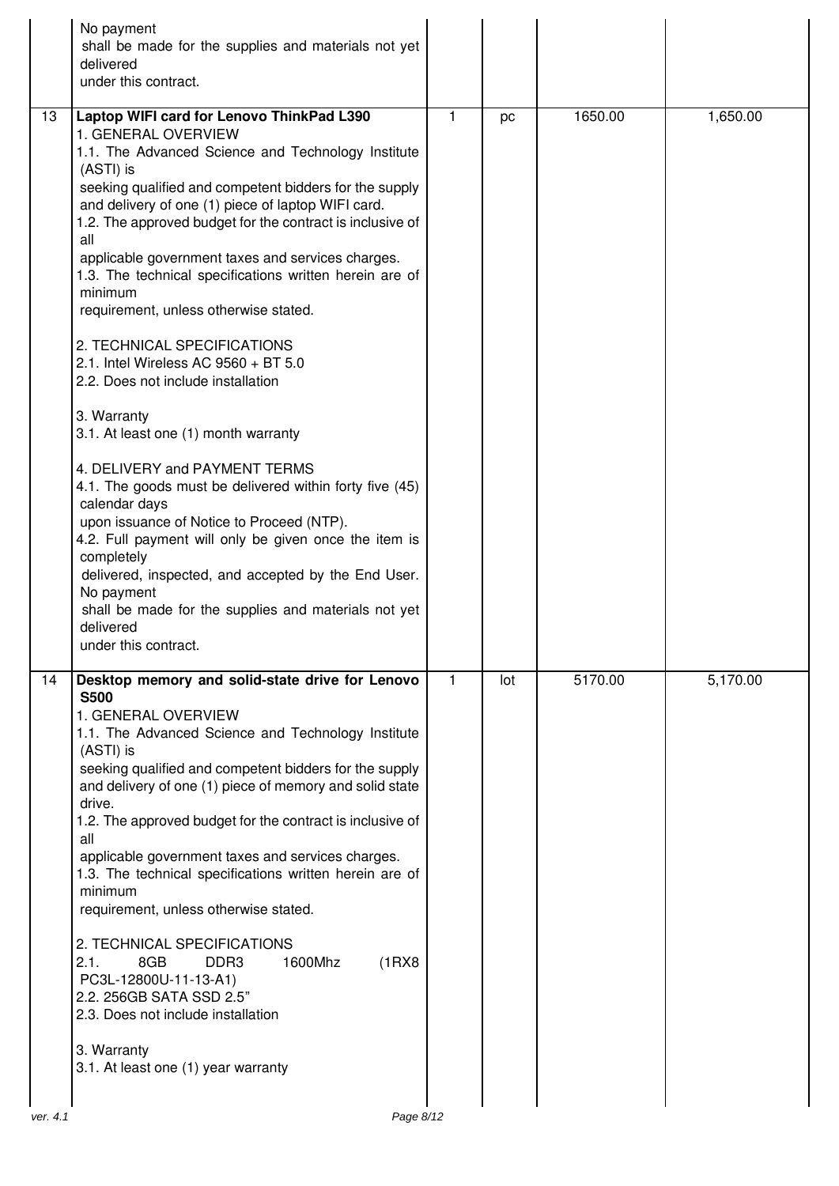| | | | | | |
|---|---|---|---|---|---|
| | No payment shall be made for the supplies and materials not yet delivered under this contract. | | | | |
| 13 | **Laptop WIFI card for Lenovo ThinkPad L390**<br>1. GENERAL OVERVIEW<br>1.1. The Advanced Science and Technology Institute (ASTI) is seeking qualified and competent bidders for the supply and delivery of one (1) piece of laptop WIFI card.<br>1.2. The approved budget for the contract is inclusive of all applicable government taxes and services charges.<br>1.3. The technical specifications written herein are of minimum requirement, unless otherwise stated.<br><br>2. TECHNICAL SPECIFICATIONS<br>2.1. Intel Wireless AC 9560 + BT 5.0<br>2.2. Does not include installation<br><br>3. Warranty<br>3.1. At least one (1) month warranty<br><br>4. DELIVERY and PAYMENT TERMS<br>4.1. The goods must be delivered within forty five (45) calendar days upon issuance of Notice to Proceed (NTP).<br>4.2. Full payment will only be given once the item is completely delivered, inspected, and accepted by the End User. No payment shall be made for the supplies and materials not yet delivered under this contract. | 1 | pc | 1650.00 | 1,650.00 |
| 14 | **Desktop memory and solid-state drive for Lenovo S500**<br>1. GENERAL OVERVIEW<br>1.1. The Advanced Science and Technology Institute (ASTI) is seeking qualified and competent bidders for the supply and delivery of one (1) piece of memory and solid state drive.<br>1.2. The approved budget for the contract is inclusive of all applicable government taxes and services charges.<br>1.3. The technical specifications written herein are of minimum requirement, unless otherwise stated.<br><br>2. TECHNICAL SPECIFICATIONS<br>2.1. 8GB DDR3 1600Mhz (1RX8 PC3L-12800U-11-13-A1)<br>2.2. 256GB SATA SSD 2.5"<br>2.3. Does not include installation<br><br>3. Warranty<br>3.1. At least one (1) year warranty | 1 | lot | 5170.00 | 5,170.00 |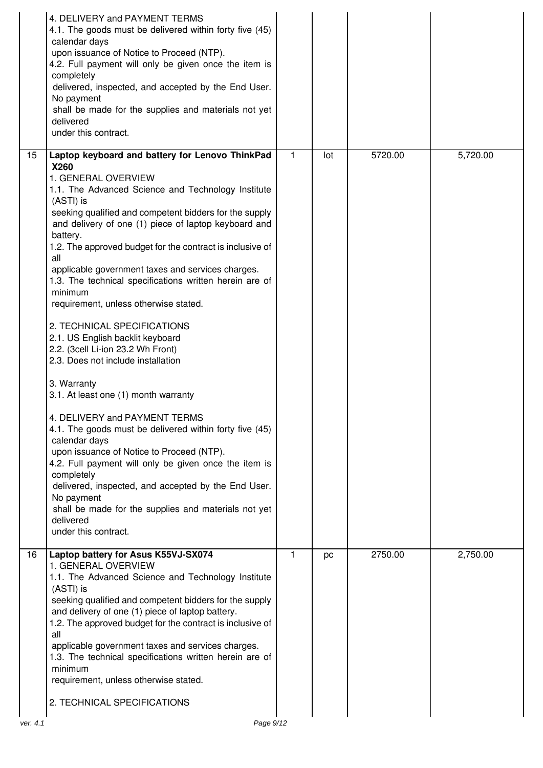| | | | | | |
|---|---|---|---|---|---|
| | 4. DELIVERY and PAYMENT TERMS<br>4.1. The goods must be delivered within forty five (45) calendar days upon issuance of Notice to Proceed (NTP).<br>4.2. Full payment will only be given once the item is completely delivered, inspected, and accepted by the End User. No payment shall be made for the supplies and materials not yet delivered under this contract. | | | | |
| 15 | **Laptop keyboard and battery for Lenovo ThinkPad X260**<br>1. GENERAL OVERVIEW<br>1.1. The Advanced Science and Technology Institute (ASTI) is seeking qualified and competent bidders for the supply and delivery of one (1) piece of laptop keyboard and battery.<br>1.2. The approved budget for the contract is inclusive of all applicable government taxes and services charges.<br>1.3. The technical specifications written herein are of minimum requirement, unless otherwise stated.<br><br>2. TECHNICAL SPECIFICATIONS<br>2.1. US English backlit keyboard<br>2.2. (3cell Li-ion 23.2 Wh Front)<br>2.3. Does not include installation<br><br>3. Warranty<br>3.1. At least one (1) month warranty<br><br>4. DELIVERY and PAYMENT TERMS<br>4.1. The goods must be delivered within forty five (45) calendar days upon issuance of Notice to Proceed (NTP).<br>4.2. Full payment will only be given once the item is completely delivered, inspected, and accepted by the End User. No payment shall be made for the supplies and materials not yet delivered under this contract. | 1 | lot | 5720.00 | 5,720.00 |
| 16 | **Laptop battery for Asus K55VJ-SX074**<br>1. GENERAL OVERVIEW<br>1.1. The Advanced Science and Technology Institute (ASTI) is seeking qualified and competent bidders for the supply and delivery of one (1) piece of laptop battery.<br>1.2. The approved budget for the contract is inclusive of all applicable government taxes and services charges.<br>1.3. The technical specifications written herein are of minimum requirement, unless otherwise stated.<br><br>2. TECHNICAL SPECIFICATIONS | 1 | pc | 2750.00 | 2,750.00 |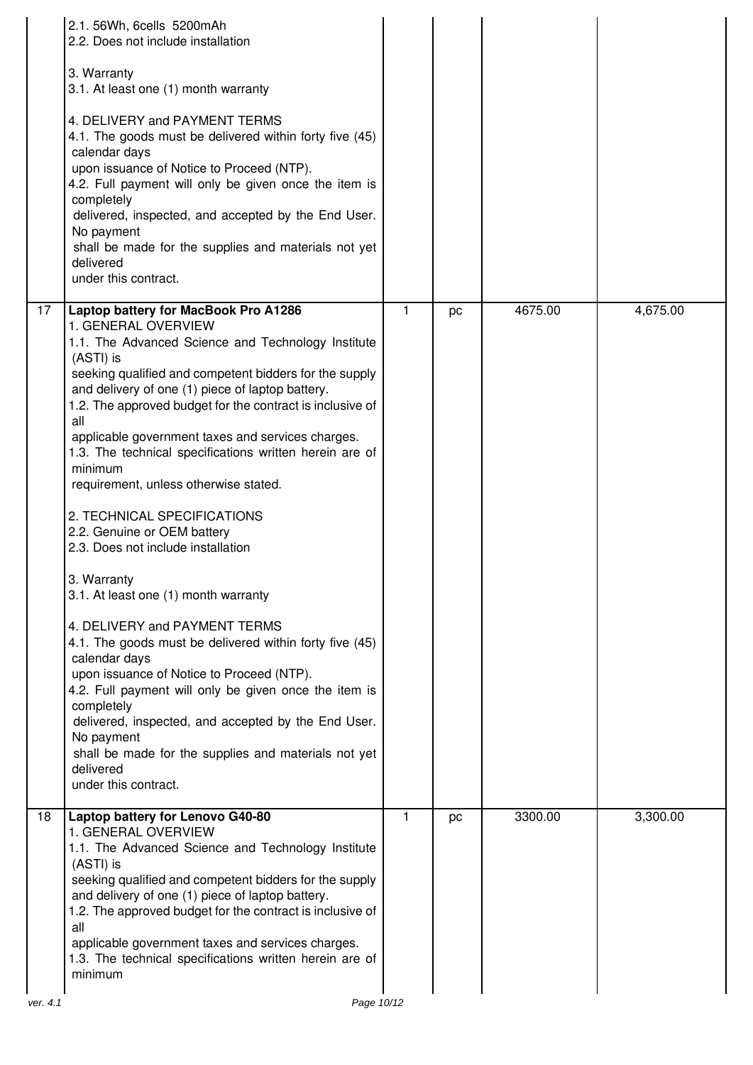| | | | | | |
|---|---|---|---|---|---|
| | 2.1. 56Wh, 6cells 5200mAh<br>2.2. Does not include installation<br><br>3. Warranty<br>3.1. At least one (1) month warranty<br><br>4. DELIVERY and PAYMENT TERMS<br>4.1. The goods must be delivered within forty five (45) calendar days<br>upon issuance of Notice to Proceed (NTP).<br>4.2. Full payment will only be given once the item is completely<br>delivered, inspected, and accepted by the End User. No payment<br>shall be made for the supplies and materials not yet delivered<br>under this contract. | | | | |
| 17 | **Laptop battery for MacBook Pro A1286**<br>1. GENERAL OVERVIEW<br>1.1. The Advanced Science and Technology Institute (ASTI) is<br>seeking qualified and competent bidders for the supply and delivery of one (1) piece of laptop battery.<br>1.2. The approved budget for the contract is inclusive of all<br>applicable government taxes and services charges.<br>1.3. The technical specifications written herein are of minimum<br>requirement, unless otherwise stated.<br><br>2. TECHNICAL SPECIFICATIONS<br>2.2. Genuine or OEM battery<br>2.3. Does not include installation<br><br>3. Warranty<br>3.1. At least one (1) month warranty<br><br>4. DELIVERY and PAYMENT TERMS<br>4.1. The goods must be delivered within forty five (45) calendar days<br>upon issuance of Notice to Proceed (NTP).<br>4.2. Full payment will only be given once the item is completely<br>delivered, inspected, and accepted by the End User. No payment<br>shall be made for the supplies and materials not yet delivered<br>under this contract. | 1 | pc | 4675.00 | 4,675.00 |
| 18 | **Laptop battery for Lenovo G40-80**<br>1. GENERAL OVERVIEW<br>1.1. The Advanced Science and Technology Institute (ASTI) is<br>seeking qualified and competent bidders for the supply and delivery of one (1) piece of laptop battery.<br>1.2. The approved budget for the contract is inclusive of all<br>applicable government taxes and services charges.<br>1.3. The technical specifications written herein are of minimum | 1 | pc | 3300.00 | 3,300.00 |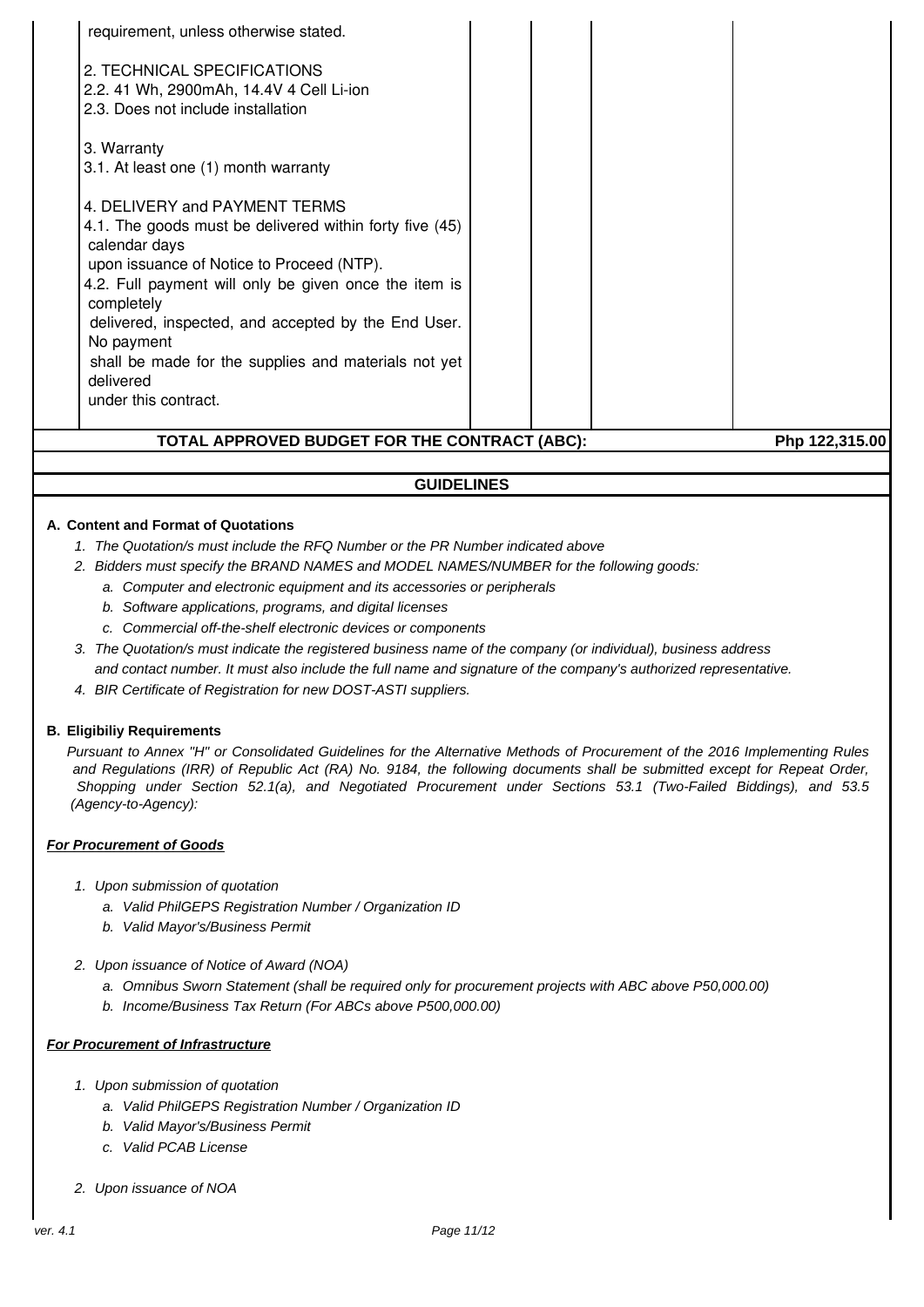| | | | | |
|---|---|---|---|---|
| requirement, unless otherwise stated.<br><br>2. TECHNICAL SPECIFICATIONS<br>2.2. 41 Wh, 2900mAh, 14.4V 4 Cell Li-ion<br>2.3. Does not include installation<br><br>3. Warranty<br>3.1. At least one (1) month warranty<br><br>4. DELIVERY and PAYMENT TERMS<br>4.1. The goods must be delivered within forty five (45) calendar days upon issuance of Notice to Proceed (NTP).<br>4.2. Full payment will only be given once the item is completely delivered, inspected, and accepted by the End User. No payment shall be made for the supplies and materials not yet delivered under this contract. | | | | |
| **TOTAL APPROVED BUDGET FOR THE CONTRACT (ABC):** | | | | **Php 122,315.00** |

## GUIDELINES

**A. Content and Format of Quotations**

1. *The Quotation/s must include the RFQ Number or the PR Number indicated above*
2. *Bidders must specify the BRAND NAMES and MODEL NAMES/NUMBER for the following goods:*
   a. *Computer and electronic equipment and its accessories or peripherals*
   b. *Software applications, programs, and digital licenses*
   c. *Commercial off-the-shelf electronic devices or components*
3. *The Quotation/s must indicate the registered business name of the company (or individual), business address and contact number. It must also include the full name and signature of the company's authorized representative.*
4. *BIR Certificate of Registration for new DOST-ASTI suppliers.*

**B. Eligibiliy Requirements**

*Pursuant to Annex "H" or Consolidated Guidelines for the Alternative Methods of Procurement of the 2016 Implementing Rules and Regulations (IRR) of Republic Act (RA) No. 9184, the following documents shall be submitted except for Repeat Order, Shopping under Section 52.1(a), and Negotiated Procurement under Sections 53.1 (Two-Failed Biddings), and 53.5 (Agency-to-Agency):*

***For Procurement of Goods***

1. *Upon submission of quotation*
   a. *Valid PhilGEPS Registration Number / Organization ID*
   b. *Valid Mayor's/Business Permit*
2. *Upon issuance of Notice of Award (NOA)*
   a. *Omnibus Sworn Statement (shall be required only for procurement projects with ABC above P50,000.00)*
   b. *Income/Business Tax Return (For ABCs above P500,000.00)*

***For Procurement of Infrastructure***

1. *Upon submission of quotation*
   a. *Valid PhilGEPS Registration Number / Organization ID*
   b. *Valid Mayor's/Business Permit*
   c. *Valid PCAB License*
2. *Upon issuance of NOA*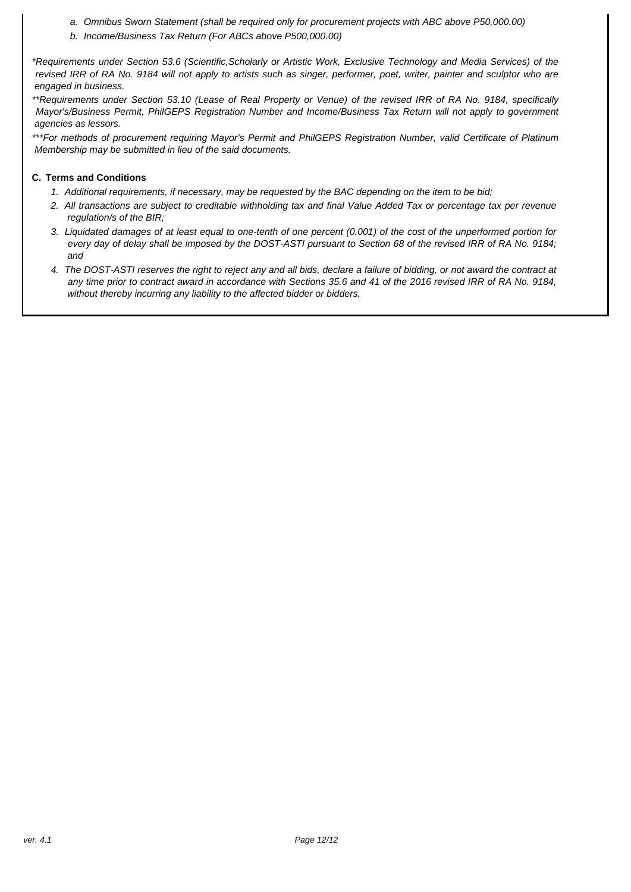a. *Omnibus Sworn Statement (shall be required only for procurement projects with ABC above P50,000.00)*
b. *Income/Business Tax Return (For ABCs above P500,000.00)*

*\*Requirements under Section 53.6 (Scientific,Scholarly or Artistic Work, Exclusive Technology and Media Services) of the revised IRR of RA No. 9184 will not apply to artists such as singer, performer, poet, writer, painter and sculptor who are engaged in business.*

*\*\*Requirements under Section 53.10 (Lease of Real Property or Venue) of the revised IRR of RA No. 9184, specifically Mayor's/Business Permit, PhilGEPS Registration Number and Income/Business Tax Return will not apply to government agencies as lessors.*

*\*\*\*For methods of procurement requiring Mayor's Permit and PhilGEPS Registration Number, valid Certificate of Platinum Membership may be submitted in lieu of the said documents.*

**C. Terms and Conditions**

1. *Additional requirements, if necessary, may be requested by the BAC depending on the item to be bid;*
2. *All transactions are subject to creditable withholding tax and final Value Added Tax or percentage tax per revenue regulation/s of the BIR;*
3. *Liquidated damages of at least equal to one-tenth of one percent (0.001) of the cost of the unperformed portion for every day of delay shall be imposed by the DOST-ASTI pursuant to Section 68 of the revised IRR of RA No. 9184; and*
4. *The DOST-ASTI reserves the right to reject any and all bids, declare a failure of bidding, or not award the contract at any time prior to contract award in accordance with Sections 35.6 and 41 of the 2016 revised IRR of RA No. 9184, without thereby incurring any liability to the affected bidder or bidders.*